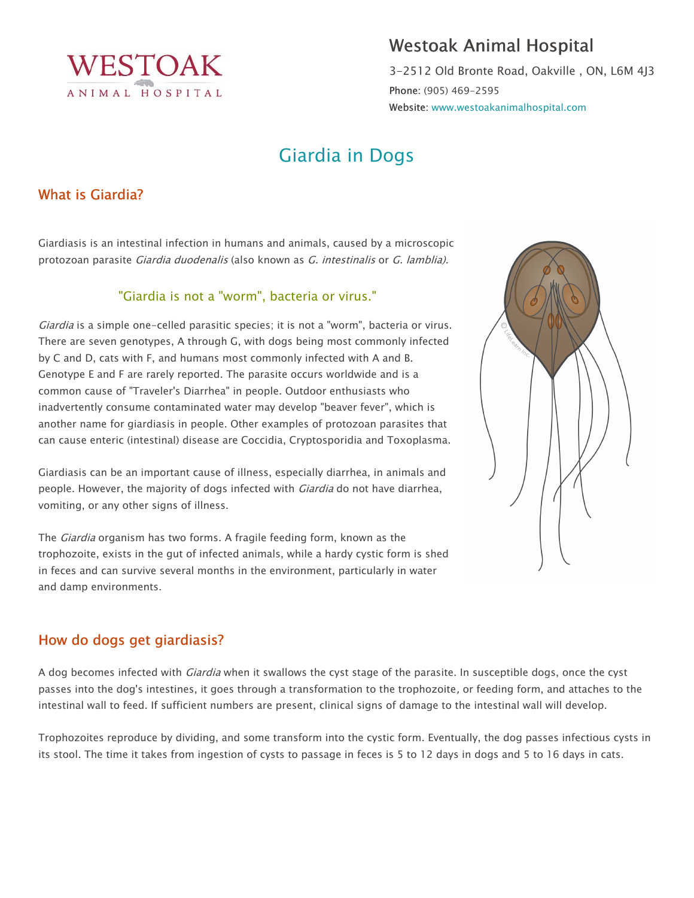# Westoak Animal Hospital

3-2512 Old Bronte Road, Oakville , ON, L6M 4J3

**Phone**: (905) 469-2595

**Website**: www.westoakanimalhospital.com

## Giardia in Dogs

### What is Giardia?

Giardiasis is an intestinal infection in humans and animals, caused by a microscopic protozoan parasite *Giardia duodenalis* (also known as *G. intestinalis* or *G. lamblia).*

"Giardia is not a "worm", bacteria or virus."

*Giardia* is a simple one-celled parasitic species; it is not a "worm", bacteria or virus. There are seven genotypes, A through G, with dogs being most commonly infected by C and D, cats with F, and humans most commonly infected with A and B. Genotype E and F are rarely reported. The parasite occurs worldwide and is a common cause of "Traveler's Diarrhea" in people. Outdoor enthusiasts who inadvertently consume contaminated water may develop "beaver fever", which is another name for giardiasis in people. Other examples of protozoan parasites that can cause enteric (intestinal) disease are Coccidia, Cryptosporidia and Toxoplasma.

Giardiasis can be an important cause of illness, especially diarrhea, in animals and people. However, the majority of dogs infected with *Giardia* do not have diarrhea, vomiting, or any other signs of illness.

The *Giardia* organism has two forms. A fragile feeding form, known as the trophozoite, exists in the gut of infected animals, while a hardy cystic form is shed in feces and can survive several months in the environment, particularly in water and damp environments.

### How do dogs get giardiasis?

A dog becomes infected with *Giardia* when it swallows the cyst stage of the parasite. In susceptible dogs, once the cyst passes into the dog's intestines, it goes through a transformation to the trophozoite, or feeding form, and attaches to the intestinal wall to feed. If sufficient numbers are present, clinical signs of damage to the intestinal wall will develop.

Trophozoites reproduce by dividing, and some transform into the cystic form. Eventually, the dog passes infectious cysts in its stool. The time it takes from ingestion of cysts to passage in feces is 5 to 12 days in dogs and 5 to 16 days in cats.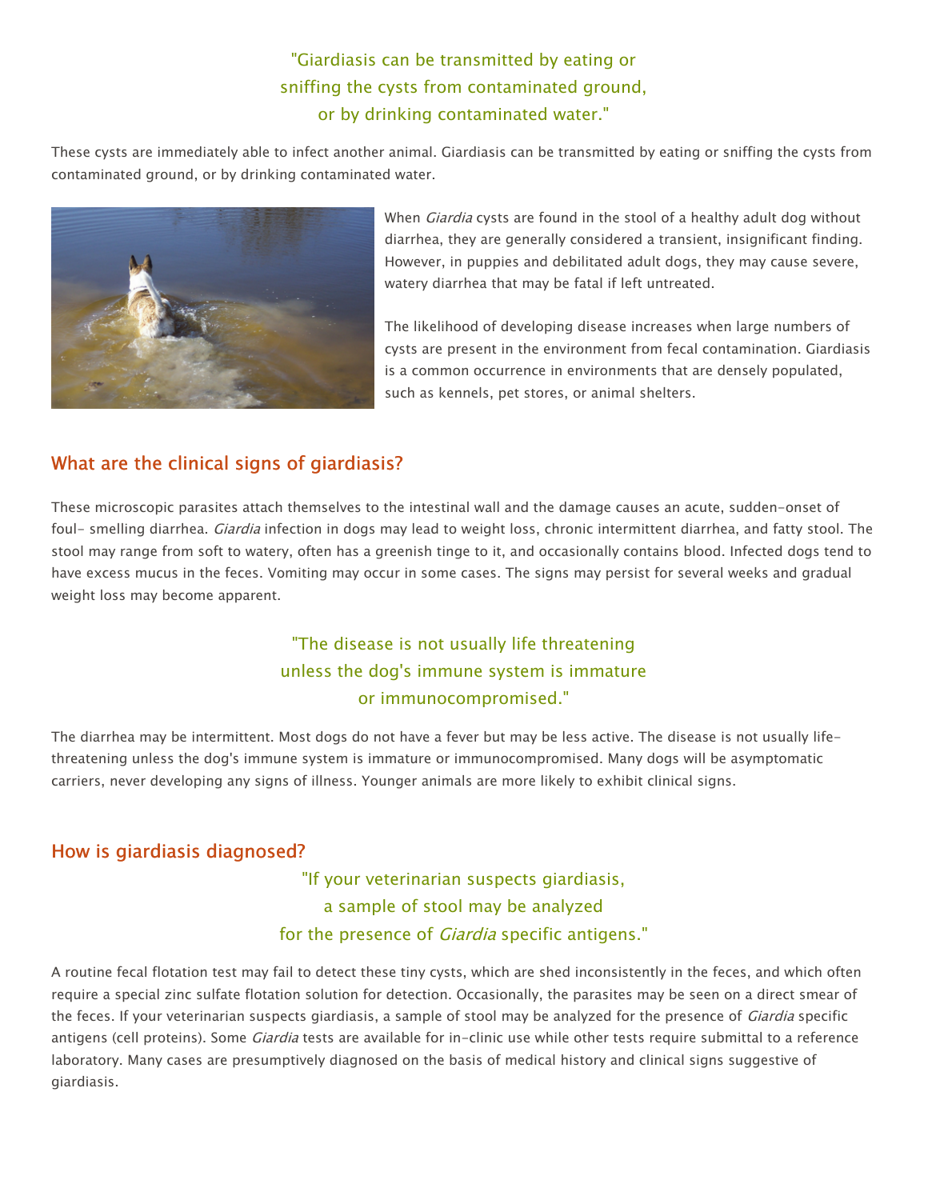"Giardiasis can be transmitted by eating or sniffing the cysts from contaminated ground, or by drinking contaminated water."

These cysts are immediately able to infect another animal. Giardiasis can be transmitted by eating or sniffing the cysts from contaminated ground, or by drinking contaminated water.

When *Giardia* cysts are found in the stool of a healthy adult dog without diarrhea, they are generally considered a transient, insignificant finding. However, in puppies and debilitated adult dogs, they may cause severe, watery diarrhea that may be fatal if left untreated.

The likelihood of developing disease increases when large numbers of cysts are present in the environment from fecal contamination. Giardiasis is a common occurrence in environments that are densely populated, such as kennels, pet stores, or animal shelters.

## What are the clinical signs of giardiasis?

These microscopic parasites attach themselves to the intestinal wall and the damage causes an acute, sudden-onset of foul- smelling diarrhea. *Giardia* infection in dogs may lead to weight loss, chronic intermittent diarrhea, and fatty stool. The stool may range from soft to watery, often has a greenish tinge to it, and occasionally contains blood. Infected dogs tend to have excess mucus in the feces. Vomiting may occur in some cases. The signs may persist for several weeks and gradual weight loss may become apparent.

"The disease is not usually life threatening unless the dog's immune system is immature or immunocompromised."

The diarrhea may be intermittent. Most dogs do not have a fever but may be less active. The disease is not usually life-threatening unless the dog's immune system is immature or immunocompromised. Many dogs will be asymptomatic carriers, never developing any signs of illness. Younger animals are more likely to exhibit clinical signs.

## How is giardiasis diagnosed?

"If your veterinarian suspects giardiasis, a sample of stool may be analyzed for the presence of *Giardia* specific antigens."

A routine fecal flotation test may fail to detect these tiny cysts, which are shed inconsistently in the feces, and which often require a special zinc sulfate flotation solution for detection. Occasionally, the parasites may be seen on a direct smear of the feces. If your veterinarian suspects giardiasis, a sample of stool may be analyzed for the presence of *Giardia* specific antigens (cell proteins). Some *Giardia* tests are available for in-clinic use while other tests require submittal to a reference laboratory. Many cases are presumptively diagnosed on the basis of medical history and clinical signs suggestive of giardiasis.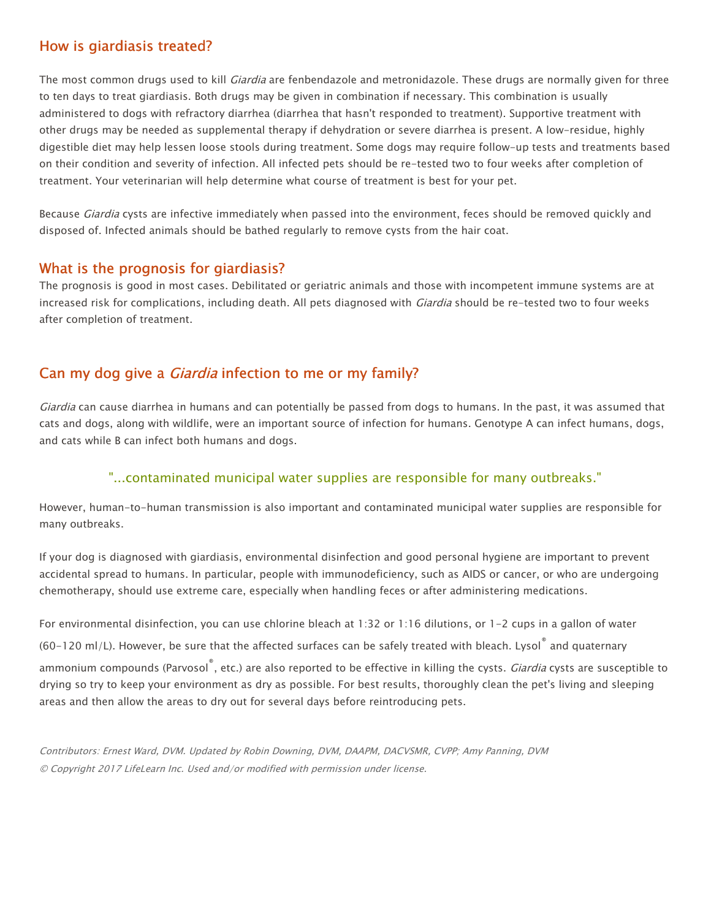## How is giardiasis treated?

The most common drugs used to kill *Giardia* are fenbendazole and metronidazole. These drugs are normally given for three to ten days to treat giardiasis. Both drugs may be given in combination if necessary. This combination is usually administered to dogs with refractory diarrhea (diarrhea that hasn't responded to treatment). Supportive treatment with other drugs may be needed as supplemental therapy if dehydration or severe diarrhea is present. A low-residue, highly digestible diet may help lessen loose stools during treatment. Some dogs may require follow-up tests and treatments based on their condition and severity of infection. All infected pets should be re-tested two to four weeks after completion of treatment. Your veterinarian will help determine what course of treatment is best for your pet.

Because *Giardia* cysts are infective immediately when passed into the environment, feces should be removed quickly and disposed of. Infected animals should be bathed regularly to remove cysts from the hair coat.

## What is the prognosis for giardiasis?

The prognosis is good in most cases. Debilitated or geriatric animals and those with incompetent immune systems are at increased risk for complications, including death. All pets diagnosed with *Giardia* should be re-tested two to four weeks after completion of treatment.

## Can my dog give a *Giardia* infection to me or my family?

*Giardia* can cause diarrhea in humans and can potentially be passed from dogs to humans. In the past, it was assumed that cats and dogs, along with wildlife, were an important source of infection for humans. Genotype A can infect humans, dogs, and cats while B can infect both humans and dogs.

"...contaminated municipal water supplies are responsible for many outbreaks."

However, human-to-human transmission is also important and contaminated municipal water supplies are responsible for many outbreaks.

If your dog is diagnosed with giardiasis, environmental disinfection and good personal hygiene are important to prevent accidental spread to humans. In particular, people with immunodeficiency, such as AIDS or cancer, or who are undergoing chemotherapy, should use extreme care, especially when handling feces or after administering medications.

For environmental disinfection, you can use chlorine bleach at 1:32 or 1:16 dilutions, or 1-2 cups in a gallon of water (60-120 ml/L). However, be sure that the affected surfaces can be safely treated with bleach. Lysol® and quaternary ammonium compounds (Parvosol®, etc.) are also reported to be effective in killing the cysts. *Giardia* cysts are susceptible to drying so try to keep your environment as dry as possible. For best results, thoroughly clean the pet's living and sleeping areas and then allow the areas to dry out for several days before reintroducing pets.

*Contributors: Ernest Ward, DVM. Updated by Robin Downing, DVM, DAAPM, DACVSMR, CVPP; Amy Panning, DVM*
*© Copyright 2017 LifeLearn Inc. Used and/or modified with permission under license.*